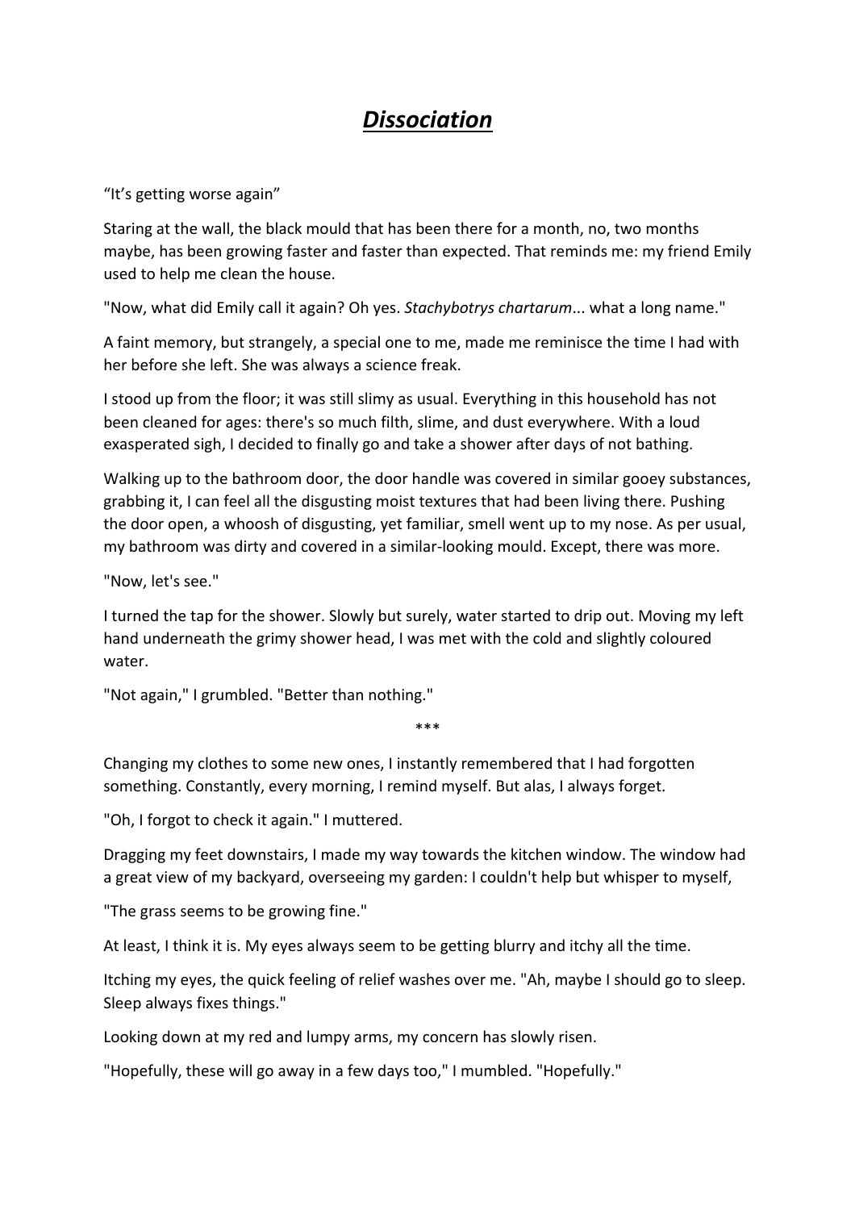# ***<u>Dissociation</u>***

“It’s getting worse again”

Staring at the wall, the black mould that has been there for a month, no, two months maybe, has been growing faster and faster than expected. That reminds me: my friend Emily used to help me clean the house.

"Now, what did Emily call it again? Oh yes. *Stachybotrys chartarum*... what a long name."

A faint memory, but strangely, a special one to me, made me reminisce the time I had with her before she left. She was always a science freak.

I stood up from the floor; it was still slimy as usual. Everything in this household has not been cleaned for ages: there's so much filth, slime, and dust everywhere. With a loud exasperated sigh, I decided to finally go and take a shower after days of not bathing.

Walking up to the bathroom door, the door handle was covered in similar gooey substances, grabbing it, I can feel all the disgusting moist textures that had been living there. Pushing the door open, a whoosh of disgusting, yet familiar, smell went up to my nose. As per usual, my bathroom was dirty and covered in a similar-looking mould. Except, there was more.

"Now, let's see."

I turned the tap for the shower. Slowly but surely, water started to drip out. Moving my left hand underneath the grimy shower head, I was met with the cold and slightly coloured water.

"Not again," I grumbled. "Better than nothing."

***

Changing my clothes to some new ones, I instantly remembered that I had forgotten something. Constantly, every morning, I remind myself. But alas, I always forget.

"Oh, I forgot to check it again." I muttered.

Dragging my feet downstairs, I made my way towards the kitchen window. The window had a great view of my backyard, overseeing my garden: I couldn't help but whisper to myself,

"The grass seems to be growing fine."

At least, I think it is. My eyes always seem to be getting blurry and itchy all the time.

Itching my eyes, the quick feeling of relief washes over me. "Ah, maybe I should go to sleep. Sleep always fixes things."

Looking down at my red and lumpy arms, my concern has slowly risen.

"Hopefully, these will go away in a few days too," I mumbled. "Hopefully."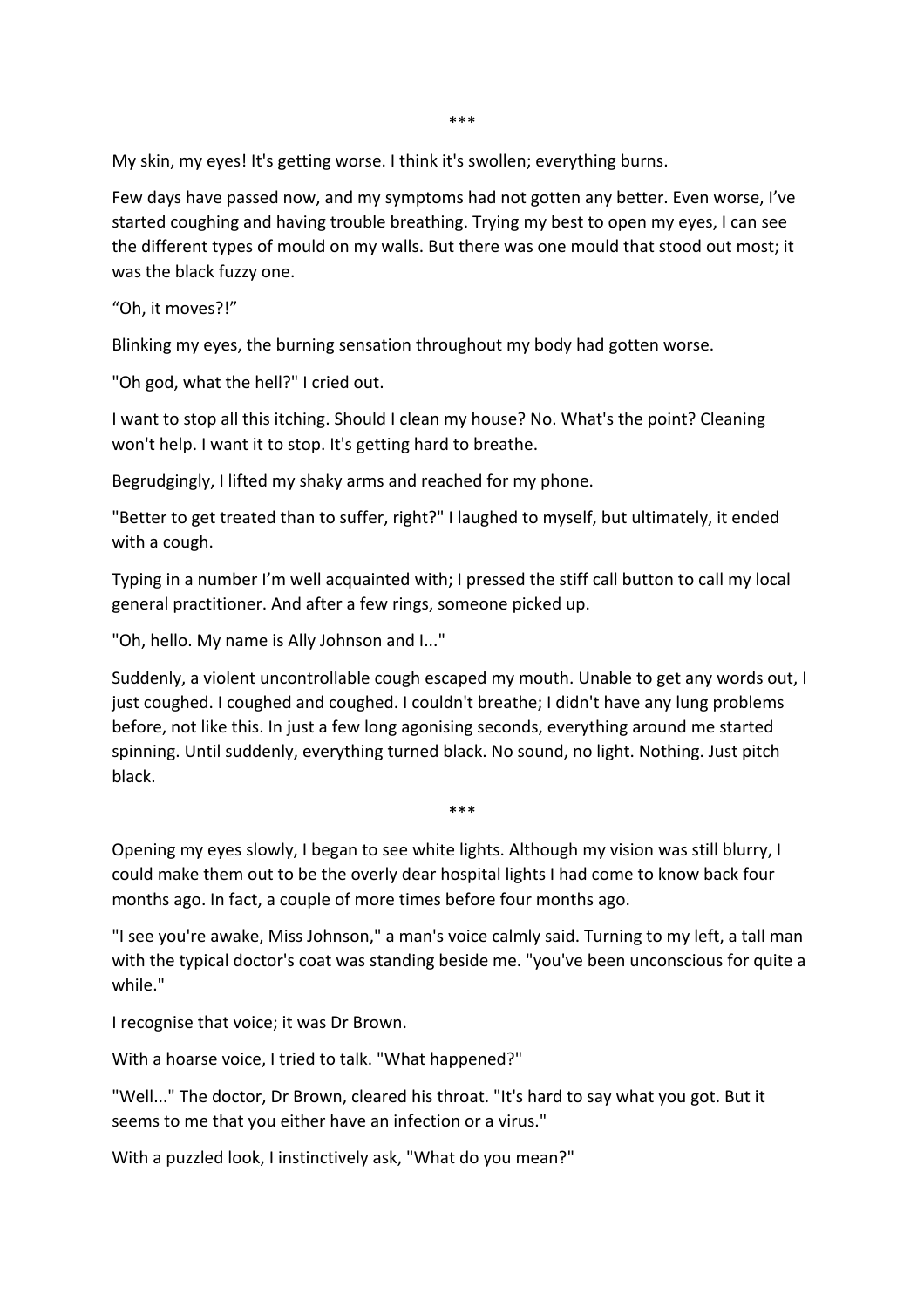***

My skin, my eyes! It's getting worse. I think it's swollen; everything burns.

Few days have passed now, and my symptoms had not gotten any better. Even worse, I've started coughing and having trouble breathing. Trying my best to open my eyes, I can see the different types of mould on my walls. But there was one mould that stood out most; it was the black fuzzy one.

"Oh, it moves?!"

Blinking my eyes, the burning sensation throughout my body had gotten worse.

"Oh god, what the hell?" I cried out.

I want to stop all this itching. Should I clean my house? No. What's the point? Cleaning won't help. I want it to stop. It's getting hard to breathe.

Begrudgingly, I lifted my shaky arms and reached for my phone.

"Better to get treated than to suffer, right?" I laughed to myself, but ultimately, it ended with a cough.

Typing in a number I'm well acquainted with; I pressed the stiff call button to call my local general practitioner. And after a few rings, someone picked up.

"Oh, hello. My name is Ally Johnson and I..."

Suddenly, a violent uncontrollable cough escaped my mouth. Unable to get any words out, I just coughed. I coughed and coughed. I couldn't breathe; I didn't have any lung problems before, not like this. In just a few long agonising seconds, everything around me started spinning. Until suddenly, everything turned black. No sound, no light. Nothing. Just pitch black.

***

Opening my eyes slowly, I began to see white lights. Although my vision was still blurry, I could make them out to be the overly dear hospital lights I had come to know back four months ago. In fact, a couple of more times before four months ago.

"I see you're awake, Miss Johnson," a man's voice calmly said. Turning to my left, a tall man with the typical doctor's coat was standing beside me. "you've been unconscious for quite a while."

I recognise that voice; it was Dr Brown.

With a hoarse voice, I tried to talk. "What happened?"

"Well..." The doctor, Dr Brown, cleared his throat. "It's hard to say what you got. But it seems to me that you either have an infection or a virus."

With a puzzled look, I instinctively ask, "What do you mean?"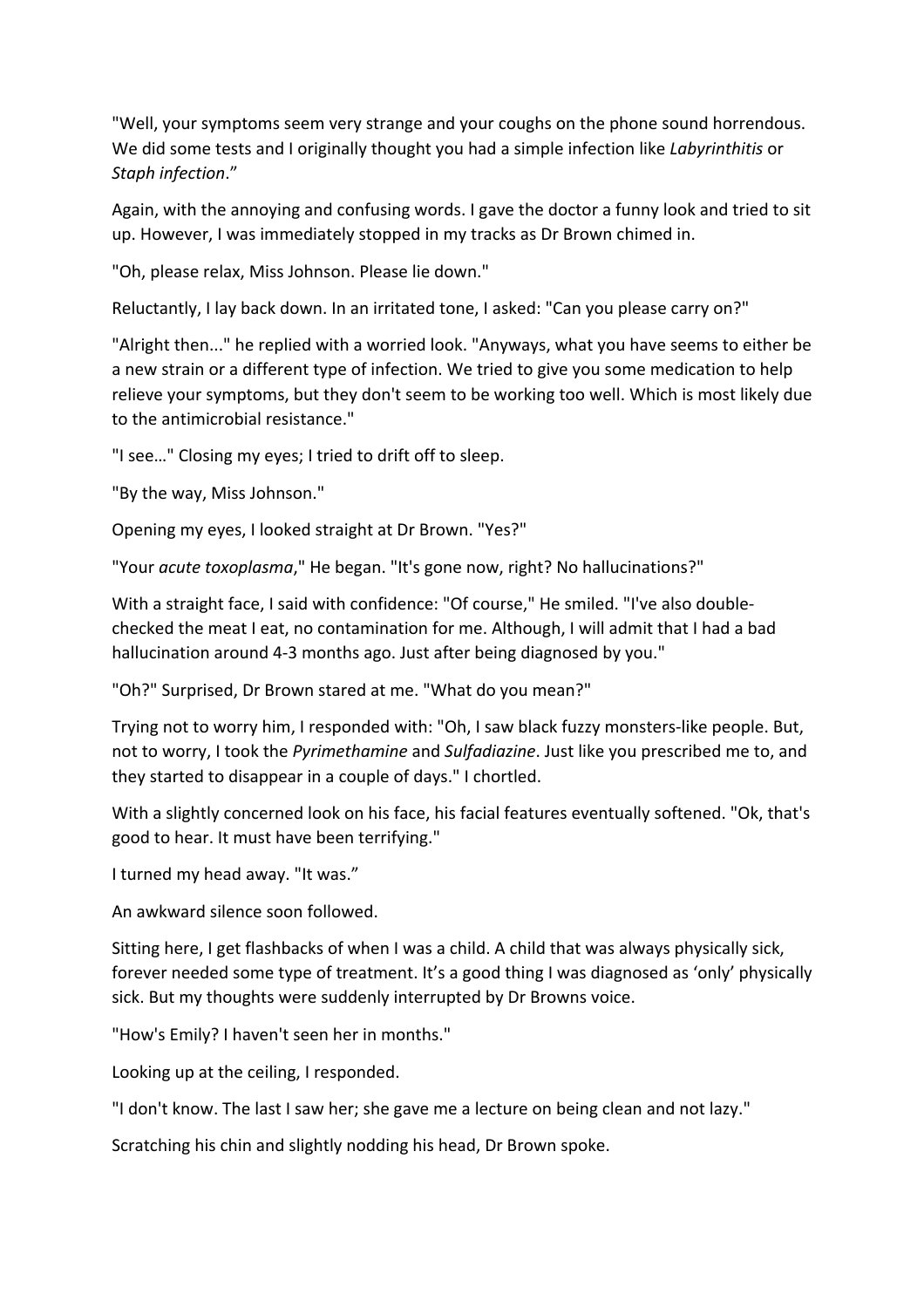"Well, your symptoms seem very strange and your coughs on the phone sound horrendous. We did some tests and I originally thought you had a simple infection like *Labyrinthitis* or *Staph infection*."

Again, with the annoying and confusing words. I gave the doctor a funny look and tried to sit up. However, I was immediately stopped in my tracks as Dr Brown chimed in.

"Oh, please relax, Miss Johnson. Please lie down."

Reluctantly, I lay back down. In an irritated tone, I asked: "Can you please carry on?"

"Alright then..." he replied with a worried look. "Anyways, what you have seems to either be a new strain or a different type of infection. We tried to give you some medication to help relieve your symptoms, but they don't seem to be working too well. Which is most likely due to the antimicrobial resistance."

"I see…" Closing my eyes; I tried to drift off to sleep.

"By the way, Miss Johnson."

Opening my eyes, I looked straight at Dr Brown. "Yes?"

"Your *acute toxoplasma*," He began. "It's gone now, right? No hallucinations?"

With a straight face, I said with confidence: "Of course," He smiled. "I've also double-checked the meat I eat, no contamination for me. Although, I will admit that I had a bad hallucination around 4-3 months ago. Just after being diagnosed by you."

"Oh?" Surprised, Dr Brown stared at me. "What do you mean?"

Trying not to worry him, I responded with: "Oh, I saw black fuzzy monsters-like people. But, not to worry, I took the *Pyrimethamine* and *Sulfadiazine*. Just like you prescribed me to, and they started to disappear in a couple of days." I chortled.

With a slightly concerned look on his face, his facial features eventually softened. "Ok, that's good to hear. It must have been terrifying."

I turned my head away. "It was."

An awkward silence soon followed.

Sitting here, I get flashbacks of when I was a child. A child that was always physically sick, forever needed some type of treatment. It's a good thing I was diagnosed as 'only' physically sick. But my thoughts were suddenly interrupted by Dr Browns voice.

"How's Emily? I haven't seen her in months."

Looking up at the ceiling, I responded.

"I don't know. The last I saw her; she gave me a lecture on being clean and not lazy."

Scratching his chin and slightly nodding his head, Dr Brown spoke.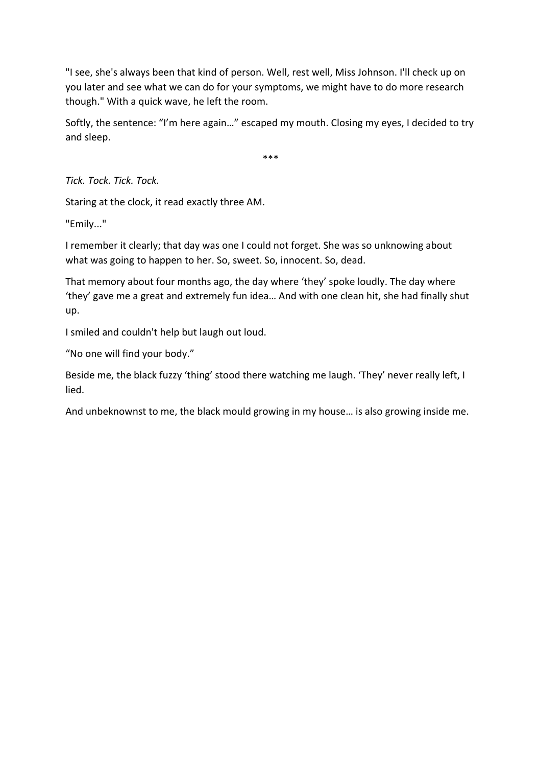"I see, she's always been that kind of person. Well, rest well, Miss Johnson. I'll check up on you later and see what we can do for your symptoms, we might have to do more research though." With a quick wave, he left the room.

Softly, the sentence: “I’m here again…” escaped my mouth. Closing my eyes, I decided to try and sleep.

***

*Tick. Tock. Tick. Tock.*

Staring at the clock, it read exactly three AM.

"Emily..."

I remember it clearly; that day was one I could not forget. She was so unknowing about what was going to happen to her. So, sweet. So, innocent. So, dead.

That memory about four months ago, the day where ‘they’ spoke loudly. The day where ‘they’ gave me a great and extremely fun idea… And with one clean hit, she had finally shut up.

I smiled and couldn't help but laugh out loud.

“No one will find your body.”

Beside me, the black fuzzy ‘thing’ stood there watching me laugh. ‘They’ never really left, I lied.

And unbeknownst to me, the black mould growing in my house… is also growing inside me.